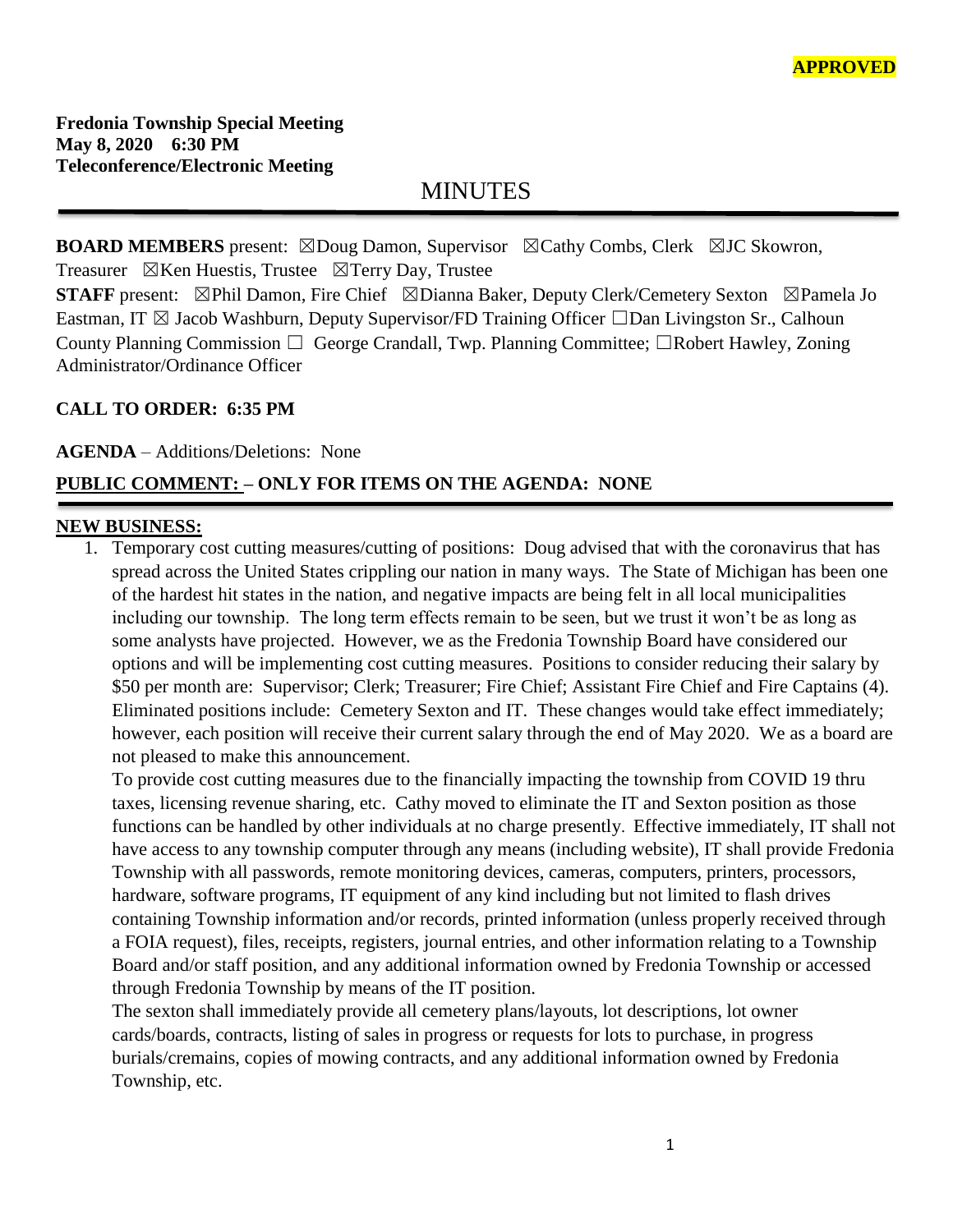**APPROVED**

**Fredonia Township Special Meeting**
**May 8, 2020 6:30 PM**
**Teleconference/Electronic Meeting**

# MINUTES

**BOARD MEMBERS** present: ☒Doug Damon, Supervisor ☒Cathy Combs, Clerk ☒JC Skowron, Treasurer ☒Ken Huestis, Trustee ☒Terry Day, Trustee

**STAFF** present: ☒Phil Damon, Fire Chief ☒Dianna Baker, Deputy Clerk/Cemetery Sexton ☒Pamela Jo Eastman, IT ☒ Jacob Washburn, Deputy Supervisor/FD Training Officer ☐Dan Livingston Sr., Calhoun County Planning Commission ☐ George Crandall, Twp. Planning Committee; ☐Robert Hawley, Zoning Administrator/Ordinance Officer

**CALL TO ORDER: 6:35 PM**

**AGENDA** – Additions/Deletions: None

**PUBLIC COMMENT: – ONLY FOR ITEMS ON THE AGENDA: NONE**

**NEW BUSINESS:**

1. Temporary cost cutting measures/cutting of positions: Doug advised that with the coronavirus that has spread across the United States crippling our nation in many ways. The State of Michigan has been one of the hardest hit states in the nation, and negative impacts are being felt in all local municipalities including our township. The long term effects remain to be seen, but we trust it won't be as long as some analysts have projected. However, we as the Fredonia Township Board have considered our options and will be implementing cost cutting measures. Positions to consider reducing their salary by $50 per month are: Supervisor; Clerk; Treasurer; Fire Chief; Assistant Fire Chief and Fire Captains (4). Eliminated positions include: Cemetery Sexton and IT. These changes would take effect immediately; however, each position will receive their current salary through the end of May 2020. We as a board are not pleased to make this announcement.
   To provide cost cutting measures due to the financially impacting the township from COVID 19 thru taxes, licensing revenue sharing, etc. Cathy moved to eliminate the IT and Sexton position as those functions can be handled by other individuals at no charge presently. Effective immediately, IT shall not have access to any township computer through any means (including website), IT shall provide Fredonia Township with all passwords, remote monitoring devices, cameras, computers, printers, processors, hardware, software programs, IT equipment of any kind including but not limited to flash drives containing Township information and/or records, printed information (unless properly received through a FOIA request), files, receipts, registers, journal entries, and other information relating to a Township Board and/or staff position, and any additional information owned by Fredonia Township or accessed through Fredonia Township by means of the IT position.
   The sexton shall immediately provide all cemetery plans/layouts, lot descriptions, lot owner cards/boards, contracts, listing of sales in progress or requests for lots to purchase, in progress burials/cremains, copies of mowing contracts, and any additional information owned by Fredonia Township, etc.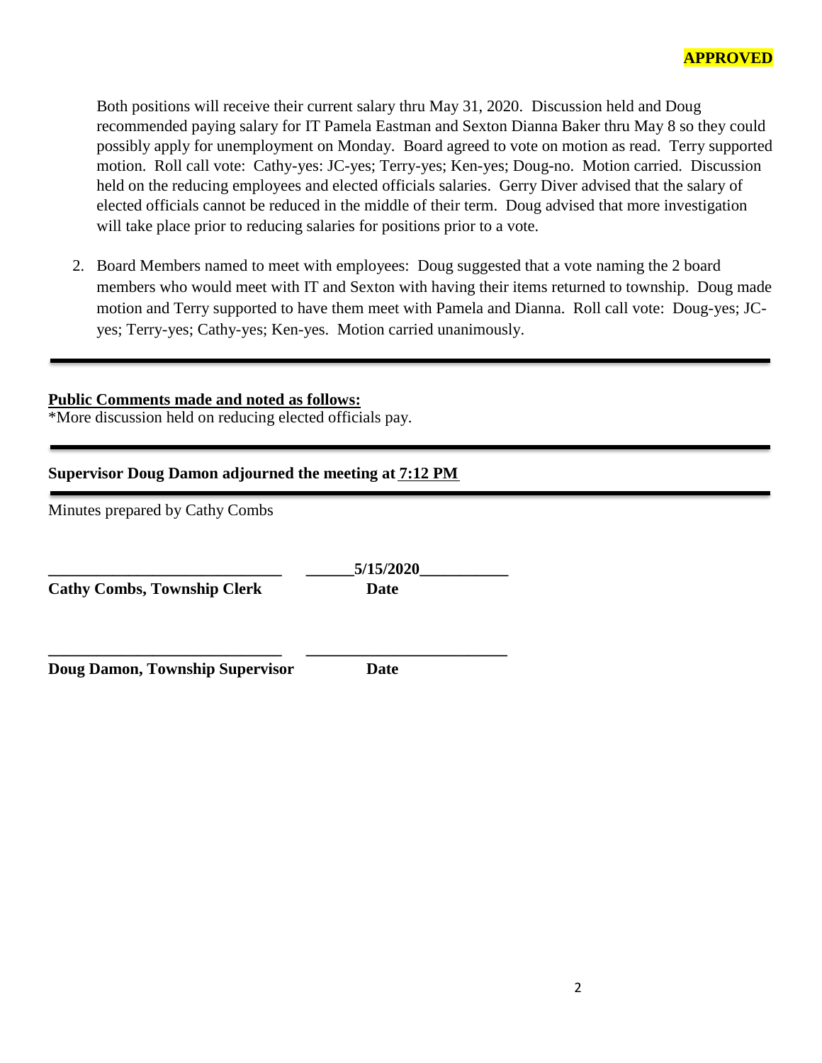**APPROVED**

Both positions will receive their current salary thru May 31, 2020. Discussion held and Doug recommended paying salary for IT Pamela Eastman and Sexton Dianna Baker thru May 8 so they could possibly apply for unemployment on Monday. Board agreed to vote on motion as read. Terry supported motion. Roll call vote: Cathy-yes: JC-yes; Terry-yes; Ken-yes; Doug-no. Motion carried. Discussion held on the reducing employees and elected officials salaries. Gerry Diver advised that the salary of elected officials cannot be reduced in the middle of their term. Doug advised that more investigation will take place prior to reducing salaries for positions prior to a vote.

2. Board Members named to meet with employees: Doug suggested that a vote naming the 2 board members who would meet with IT and Sexton with having their items returned to township. Doug made motion and Terry supported to have them meet with Pamela and Dianna. Roll call vote: Doug-yes; JC-yes; Terry-yes; Cathy-yes; Ken-yes. Motion carried unanimously.

---

**<u>Public Comments made and noted as follows:</u>**

*More discussion held on reducing elected officials pay.

---

**Supervisor Doug Damon adjourned the meeting at <u>7:12 PM</u>**

---

Minutes prepared by Cathy Combs

_____________________________ ______5/15/2020___________

**Cathy Combs, Township Clerk** **Date**

_____________________________ _________________________

**Doug Damon, Township Supervisor** **Date**